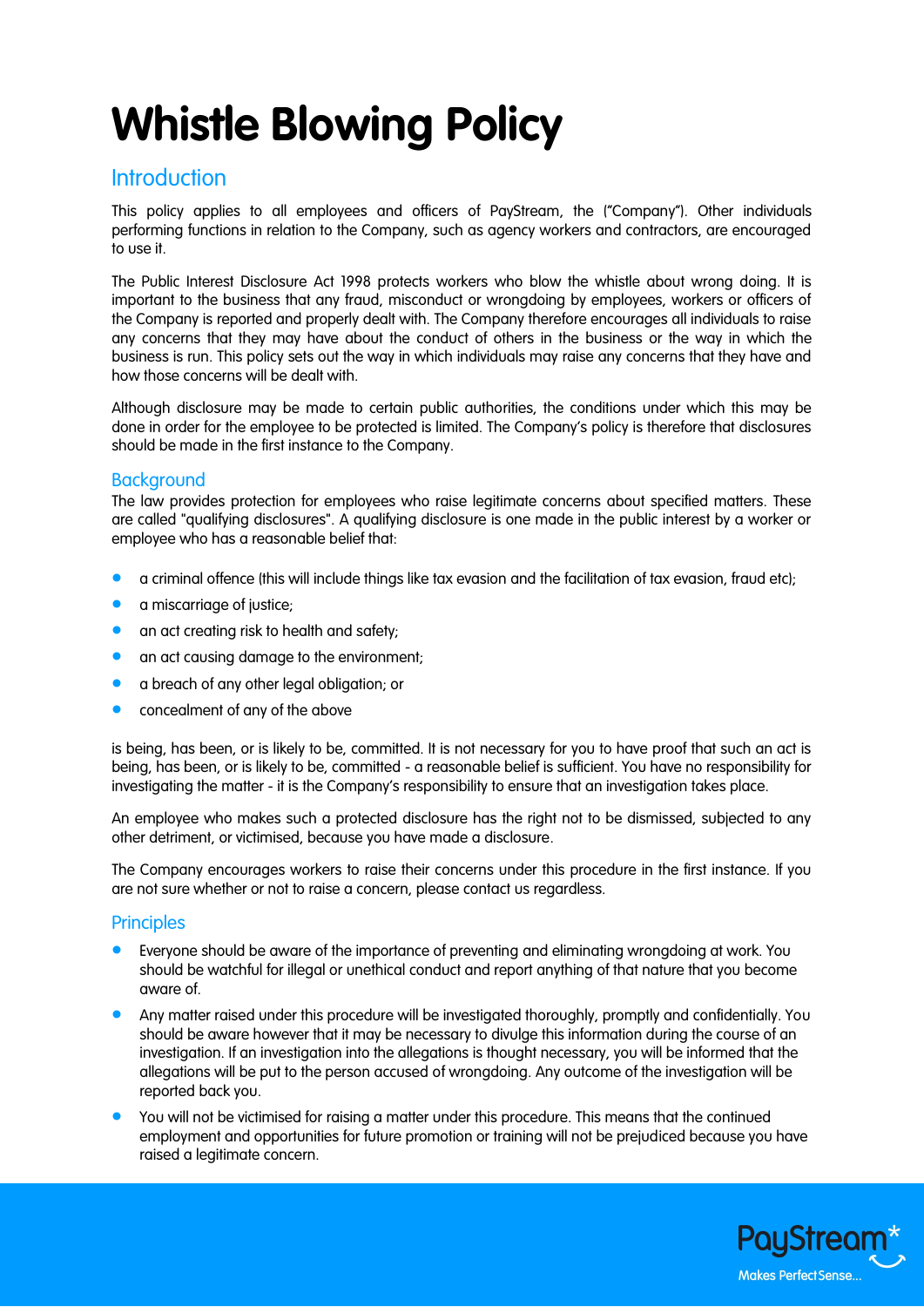# Whistle Blowing Policy

## Introduction

This policy applies to all employees and officers of PayStream, the ("Company"). Other individuals performing functions in relation to the Company, such as agency workers and contractors, are encouraged to use it.

The Public Interest Disclosure Act 1998 protects workers who blow the whistle about wrong doing. It is important to the business that any fraud, misconduct or wrongdoing by employees, workers or officers of the Company is reported and properly dealt with. The Company therefore encourages all individuals to raise any concerns that they may have about the conduct of others in the business or the way in which the business is run. This policy sets out the way in which individuals may raise any concerns that they have and how those concerns will be dealt with.

Although disclosure may be made to certain public authorities, the conditions under which this may be done in order for the employee to be protected is limited. The Company's policy is therefore that disclosures should be made in the first instance to the Company.

## Background

The law provides protection for employees who raise legitimate concerns about specified matters. These are called "qualifying disclosures". A qualifying disclosure is one made in the public interest by a worker or employee who has a reasonable belief that:

- a criminal offence (this will include things like tax evasion and the facilitation of tax evasion, fraud etc);
- a miscarriage of justice;
- an act creating risk to health and safety;
- an act causing damage to the environment;
- a breach of any other legal obligation; or
- concealment of any of the above

is being, has been, or is likely to be, committed. It is not necessary for you to have proof that such an act is being, has been, or is likely to be, committed - a reasonable belief is sufficient. You have no responsibility for investigating the matter - it is the Company's responsibility to ensure that an investigation takes place.

An employee who makes such a protected disclosure has the right not to be dismissed, subjected to any other detriment, or victimised, because you have made a disclosure.

The Company encourages workers to raise their concerns under this procedure in the first instance. If you are not sure whether or not to raise a concern, please contact us regardless.

## Principles

- Everyone should be aware of the importance of preventing and eliminating wrongdoing at work. You should be watchful for illegal or unethical conduct and report anything of that nature that you become aware of.
- Any matter raised under this procedure will be investigated thoroughly, promptly and confidentially. You should be aware however that it may be necessary to divulge this information during the course of an investigation. If an investigation into the allegations is thought necessary, you will be informed that the allegations will be put to the person accused of wrongdoing. Any outcome of the investigation will be reported back you.
- You will not be victimised for raising a matter under this procedure. This means that the continued employment and opportunities for future promotion or training will not be prejudiced because you have raised a legitimate concern.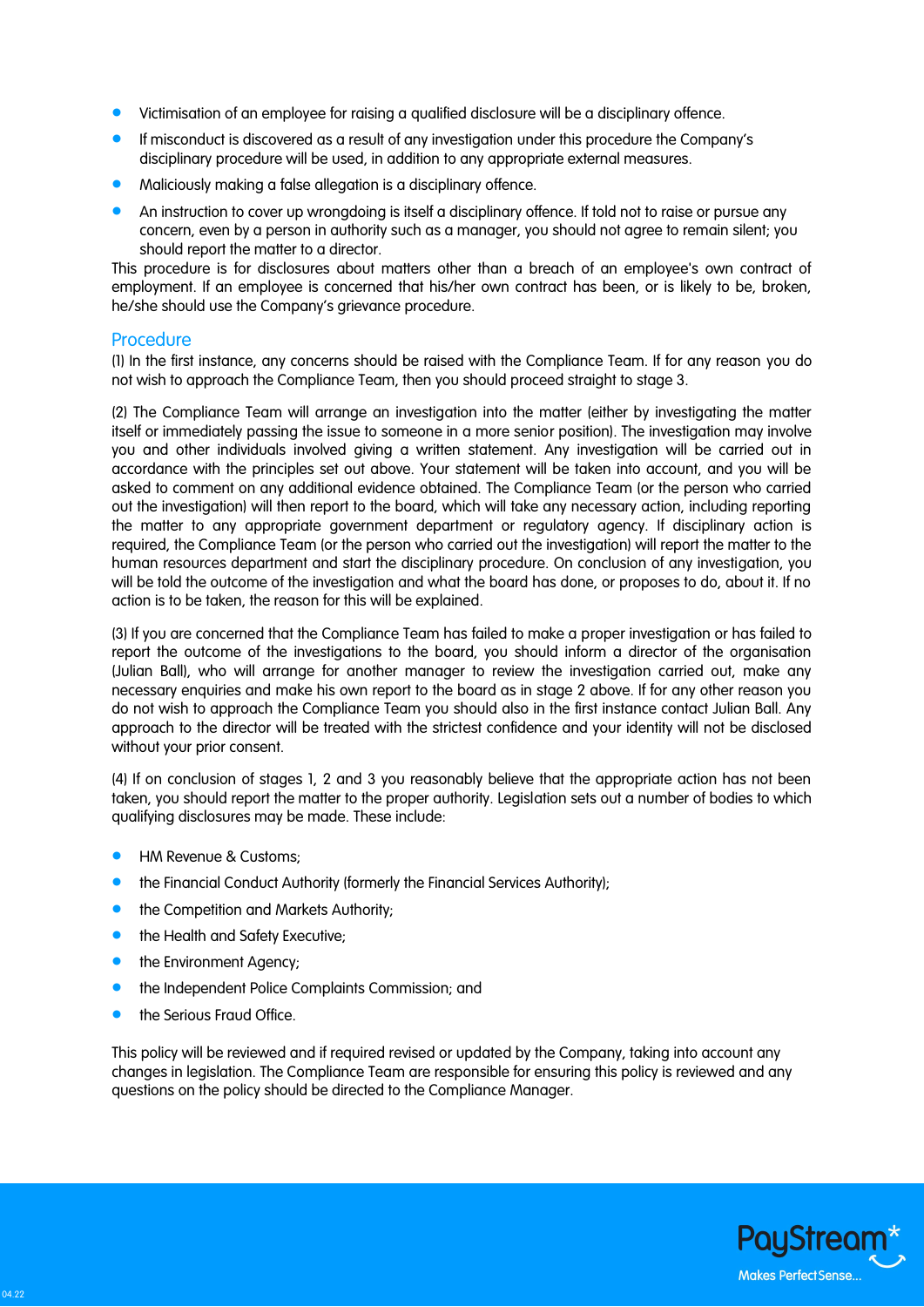- Victimisation of an employee for raising a qualified disclosure will be a disciplinary offence.
- If misconduct is discovered as a result of any investigation under this procedure the Company's disciplinary procedure will be used, in addition to any appropriate external measures.
- Maliciously making a false allegation is a disciplinary offence.
- An instruction to cover up wrongdoing is itself a disciplinary offence. If told not to raise or pursue any concern, even by a person in authority such as a manager, you should not agree to remain silent; you should report the matter to a director.

This procedure is for disclosures about matters other than a breach of an employee's own contract of employment. If an employee is concerned that his/her own contract has been, or is likely to be, broken, he/she should use the Company's grievance procedure.

## Procedure

(1) In the first instance, any concerns should be raised with the Compliance Team. If for any reason you do not wish to approach the Compliance Team, then you should proceed straight to stage 3.

(2) The Compliance Team will arrange an investigation into the matter (either by investigating the matter itself or immediately passing the issue to someone in a more senior position). The investigation may involve you and other individuals involved giving a written statement. Any investigation will be carried out in accordance with the principles set out above. Your statement will be taken into account, and you will be asked to comment on any additional evidence obtained. The Compliance Team (or the person who carried out the investigation) will then report to the board, which will take any necessary action, including reporting the matter to any appropriate government department or regulatory agency. If disciplinary action is required, the Compliance Team (or the person who carried out the investigation) will report the matter to the human resources department and start the disciplinary procedure. On conclusion of any investigation, you will be told the outcome of the investigation and what the board has done, or proposes to do, about it. If no action is to be taken, the reason for this will be explained.

(3) If you are concerned that the Compliance Team has failed to make a proper investigation or has failed to report the outcome of the investigations to the board, you should inform a director of the organisation (Julian Ball), who will arrange for another manager to review the investigation carried out, make any necessary enquiries and make his own report to the board as in stage 2 above. If for any other reason you do not wish to approach the Compliance Team you should also in the first instance contact Julian Ball. Any approach to the director will be treated with the strictest confidence and your identity will not be disclosed without your prior consent.

(4) If on conclusion of stages 1, 2 and 3 you reasonably believe that the appropriate action has not been taken, you should report the matter to the proper authority. Legislation sets out a number of bodies to which qualifying disclosures may be made. These include:

- HM Revenue & Customs;
- the Financial Conduct Authority (formerly the Financial Services Authority);
- the Competition and Markets Authority;
- the Health and Safety Executive;
- the Environment Agency;
- the Independent Police Complaints Commission; and
- the Serious Fraud Office.

This policy will be reviewed and if required revised or updated by the Company, taking into account any changes in legislation. The Compliance Team are responsible for ensuring this policy is reviewed and any questions on the policy should be directed to the Compliance Manager.